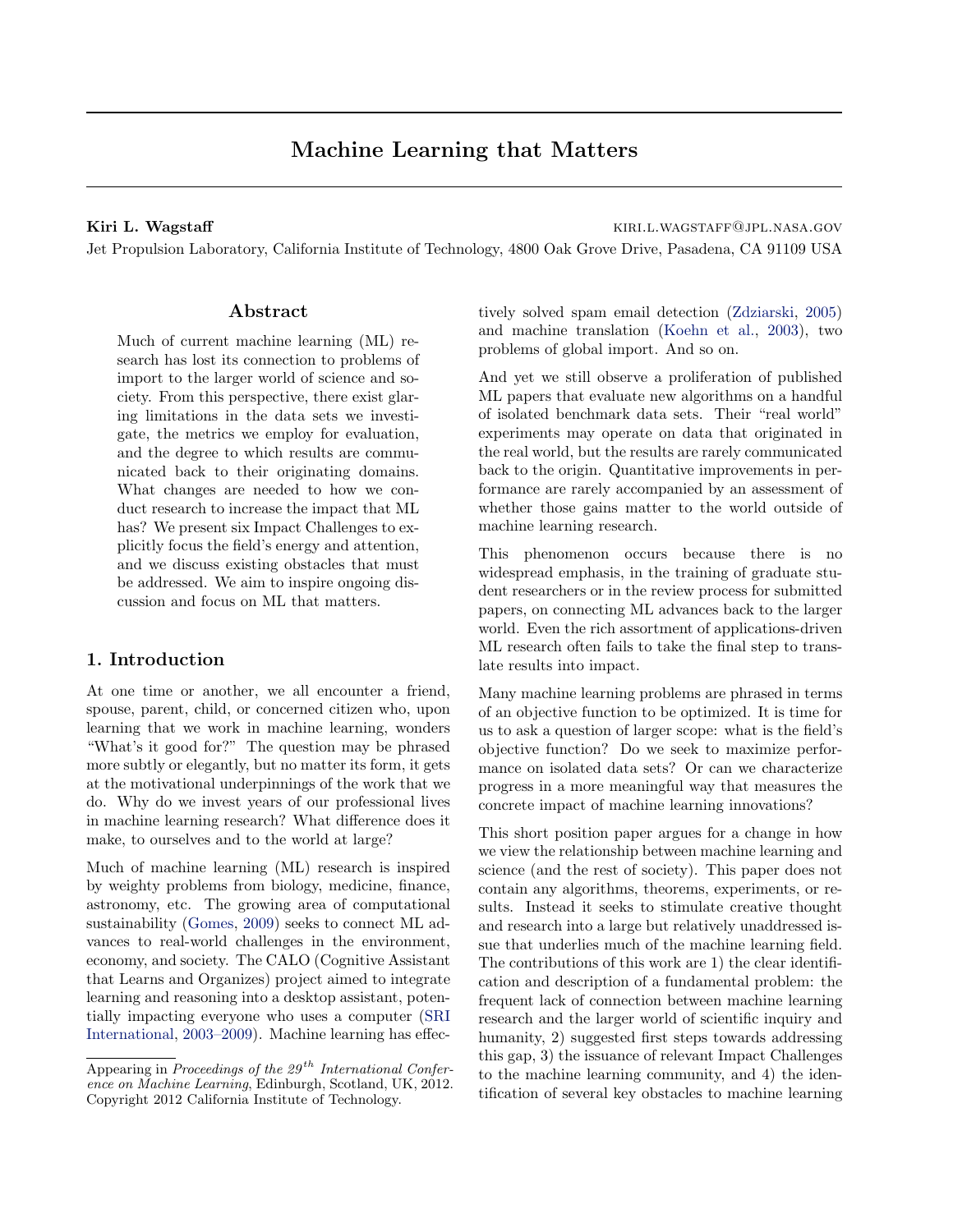# Machine Learning that Matters

**Kiri L. Wagstaff** KIRI.L.WAGSTAFF@JPL.NASA.GOV

Jet Propulsion Laboratory, California Institute of Technology, 4800 Oak Grove Drive, Pasadena, CA 91109 USA

## Abstract

Much of current machine learning (ML) research has lost its connection to problems of import to the larger world of science and society. From this perspective, there exist glaring limitations in the data sets we investigate, the metrics we employ for evaluation, and the degree to which results are communicated back to their originating domains. What changes are needed to how we conduct research to increase the impact that ML has? We present six Impact Challenges to explicitly focus the field's energy and attention, and we discuss existing obstacles that must be addressed. We aim to inspire ongoing discussion and focus on ML that matters.

## 1. Introduction

At one time or another, we all encounter a friend, spouse, parent, child, or concerned citizen who, upon learning that we work in machine learning, wonders "What's it good for?" The question may be phrased more subtly or elegantly, but no matter its form, it gets at the motivational underpinnings of the work that we do. Why do we invest years of our professional lives in machine learning research? What difference does it make, to ourselves and to the world at large?

Much of machine learning (ML) research is inspired by weighty problems from biology, medicine, finance, astronomy, etc. The growing area of computational sustainability (Gomes, 2009) seeks to connect ML advances to real-world challenges in the environment, economy, and society. The CALO (Cognitive Assistant that Learns and Organizes) project aimed to integrate learning and reasoning into a desktop assistant, potentially impacting everyone who uses a computer (SRI International, 2003–2009). Machine learning has effectively solved spam email detection (Zdziarski, 2005) and machine translation (Koehn et al., 2003), two problems of global import. And so on.

And yet we still observe a proliferation of published ML papers that evaluate new algorithms on a handful of isolated benchmark data sets. Their "real world" experiments may operate on data that originated in the real world, but the results are rarely communicated back to the origin. Quantitative improvements in performance are rarely accompanied by an assessment of whether those gains matter to the world outside of machine learning research.

This phenomenon occurs because there is no widespread emphasis, in the training of graduate student researchers or in the review process for submitted papers, on connecting ML advances back to the larger world. Even the rich assortment of applications-driven ML research often fails to take the final step to translate results into impact.

Many machine learning problems are phrased in terms of an objective function to be optimized. It is time for us to ask a question of larger scope: what is the field's objective function? Do we seek to maximize performance on isolated data sets? Or can we characterize progress in a more meaningful way that measures the concrete impact of machine learning innovations?

This short position paper argues for a change in how we view the relationship between machine learning and science (and the rest of society). This paper does not contain any algorithms, theorems, experiments, or results. Instead it seeks to stimulate creative thought and research into a large but relatively unaddressed issue that underlies much of the machine learning field. The contributions of this work are 1) the clear identification and description of a fundamental problem: the frequent lack of connection between machine learning research and the larger world of scientific inquiry and humanity, 2) suggested first steps towards addressing this gap, 3) the issuance of relevant Impact Challenges to the machine learning community, and 4) the identification of several key obstacles to machine learning

---

Appearing in *Proceedings of the 29$^{th}$ International Conference on Machine Learning*, Edinburgh, Scotland, UK, 2012. Copyright 2012 California Institute of Technology.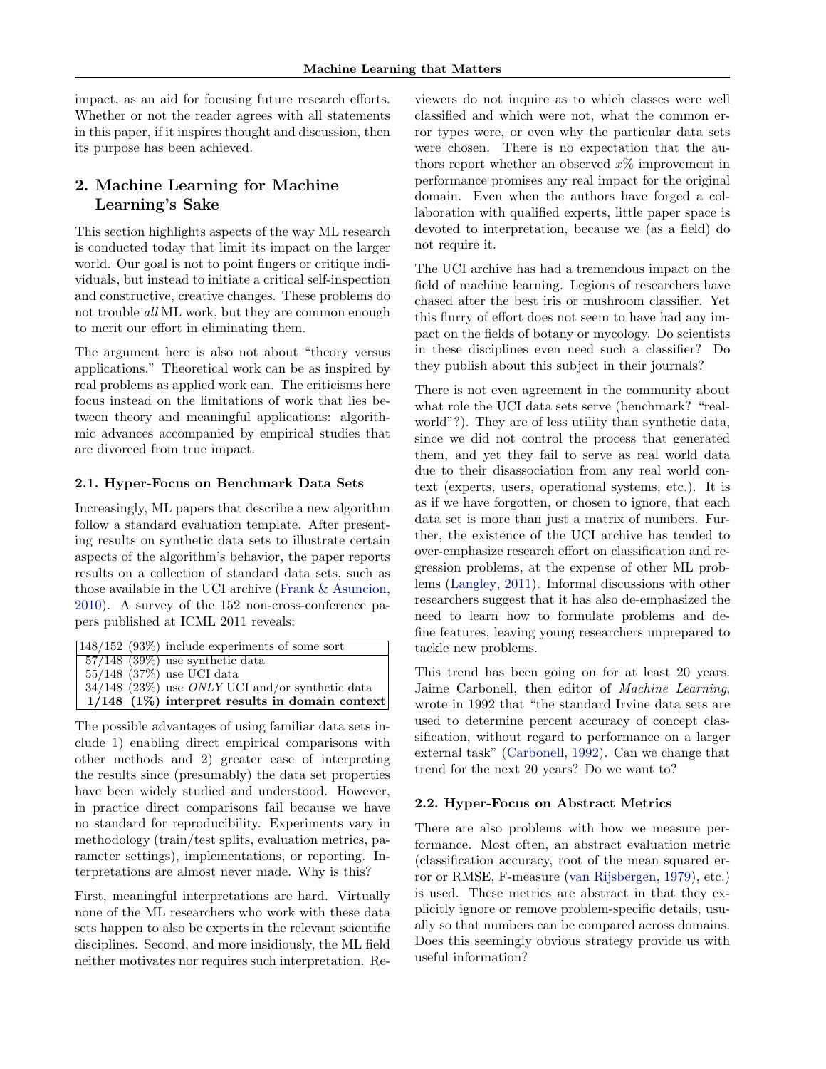impact, as an aid for focusing future research efforts. Whether or not the reader agrees with all statements in this paper, if it inspires thought and discussion, then its purpose has been achieved.

## 2. Machine Learning for Machine Learning's Sake

This section highlights aspects of the way ML research is conducted today that limit its impact on the larger world. Our goal is not to point fingers or critique individuals, but instead to initiate a critical self-inspection and constructive, creative changes. These problems do not trouble *all* ML work, but they are common enough to merit our effort in eliminating them.

The argument here is also not about "theory versus applications." Theoretical work can be as inspired by real problems as applied work can. The criticisms here focus instead on the limitations of work that lies between theory and meaningful applications: algorithmic advances accompanied by empirical studies that are divorced from true impact.

### 2.1. Hyper-Focus on Benchmark Data Sets

Increasingly, ML papers that describe a new algorithm follow a standard evaluation template. After presenting results on synthetic data sets to illustrate certain aspects of the algorithm's behavior, the paper reports results on a collection of standard data sets, such as those available in the UCI archive (Frank & Asuncion, 2010). A survey of the 152 non-cross-conference papers published at ICML 2011 reveals:

| |
|---|
| 148/152 (93%) include experiments of some sort |
| 57/148 (39%) use synthetic data |
| 55/148 (37%) use UCI data |
| 34/148 (23%) use *ONLY* UCI and/or synthetic data |
| **1/148 (1%) interpret results in domain context** |

The possible advantages of using familiar data sets include 1) enabling direct empirical comparisons with other methods and 2) greater ease of interpreting the results since (presumably) the data set properties have been widely studied and understood. However, in practice direct comparisons fail because we have no standard for reproducibility. Experiments vary in methodology (train/test splits, evaluation metrics, parameter settings), implementations, or reporting. Interpretations are almost never made. Why is this?

First, meaningful interpretations are hard. Virtually none of the ML researchers who work with these data sets happen to also be experts in the relevant scientific disciplines. Second, and more insidiously, the ML field neither motivates nor requires such interpretation. Reviewers do not inquire as to which classes were well classified and which were not, what the common error types were, or even why the particular data sets were chosen. There is no expectation that the authors report whether an observed $x$% improvement in performance promises any real impact for the original domain. Even when the authors have forged a collaboration with qualified experts, little paper space is devoted to interpretation, because we (as a field) do not require it.

The UCI archive has had a tremendous impact on the field of machine learning. Legions of researchers have chased after the best iris or mushroom classifier. Yet this flurry of effort does not seem to have had any impact on the fields of botany or mycology. Do scientists in these disciplines even need such a classifier? Do they publish about this subject in their journals?

There is not even agreement in the community about what role the UCI data sets serve (benchmark? "real-world"?). They are of less utility than synthetic data, since we did not control the process that generated them, and yet they fail to serve as real world data due to their disassociation from any real world context (experts, users, operational systems, etc.). It is as if we have forgotten, or chosen to ignore, that each data set is more than just a matrix of numbers. Further, the existence of the UCI archive has tended to over-emphasize research effort on classification and regression problems, at the expense of other ML problems (Langley, 2011). Informal discussions with other researchers suggest that it has also de-emphasized the need to learn how to formulate problems and define features, leaving young researchers unprepared to tackle new problems.

This trend has been going on for at least 20 years. Jaime Carbonell, then editor of *Machine Learning*, wrote in 1992 that "the standard Irvine data sets are used to determine percent accuracy of concept classification, without regard to performance on a larger external task" (Carbonell, 1992). Can we change that trend for the next 20 years? Do we want to?

### 2.2. Hyper-Focus on Abstract Metrics

There are also problems with how we measure performance. Most often, an abstract evaluation metric (classification accuracy, root of the mean squared error or RMSE, F-measure (van Rijsbergen, 1979), etc.) is used. These metrics are abstract in that they explicitly ignore or remove problem-specific details, usually so that numbers can be compared across domains. Does this seemingly obvious strategy provide us with useful information?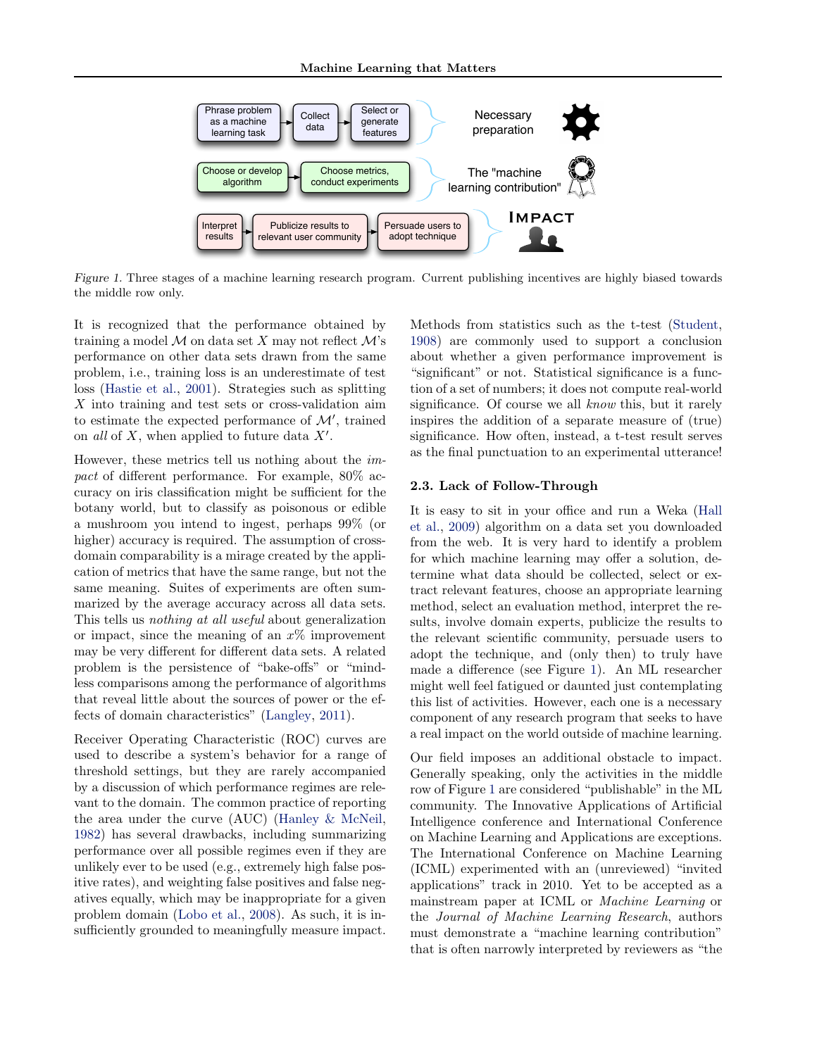Figure 1. Three stages of a machine learning research program. Current publishing incentives are highly biased towards the middle row only.

It is recognized that the performance obtained by training a model $\mathcal{M}$ on data set $X$ may not reflect $\mathcal{M}$'s performance on other data sets drawn from the same problem, i.e., training loss is an underestimate of test loss (Hastie et al., 2001). Strategies such as splitting $X$ into training and test sets or cross-validation aim to estimate the expected performance of $\mathcal{M}'$, trained on *all* of $X$, when applied to future data $X'$.

However, these metrics tell us nothing about the *impact* of different performance. For example, 80% accuracy on iris classification might be sufficient for the botany world, but to classify as poisonous or edible a mushroom you intend to ingest, perhaps 99% (or higher) accuracy is required. The assumption of cross-domain comparability is a mirage created by the application of metrics that have the same range, but not the same meaning. Suites of experiments are often summarized by the average accuracy across all data sets. This tells us *nothing at all useful* about generalization or impact, since the meaning of an $x$% improvement may be very different for different data sets. A related problem is the persistence of "bake-offs" or "mindless comparisons among the performance of algorithms that reveal little about the sources of power or the effects of domain characteristics" (Langley, 2011).

Receiver Operating Characteristic (ROC) curves are used to describe a system's behavior for a range of threshold settings, but they are rarely accompanied by a discussion of which performance regimes are relevant to the domain. The common practice of reporting the area under the curve (AUC) (Hanley & McNeil, 1982) has several drawbacks, including summarizing performance over all possible regimes even if they are unlikely ever to be used (e.g., extremely high false positive rates), and weighting false positives and false negatives equally, which may be inappropriate for a given problem domain (Lobo et al., 2008). As such, it is insufficiently grounded to meaningfully measure impact.

Methods from statistics such as the t-test (Student, 1908) are commonly used to support a conclusion about whether a given performance improvement is "significant" or not. Statistical significance is a function of a set of numbers; it does not compute real-world significance. Of course we all *know* this, but it rarely inspires the addition of a separate measure of (true) significance. How often, instead, a t-test result serves as the final punctuation to an experimental utterance!

### 2.3. Lack of Follow-Through

It is easy to sit in your office and run a Weka (Hall et al., 2009) algorithm on a data set you downloaded from the web. It is very hard to identify a problem for which machine learning may offer a solution, determine what data should be collected, select or extract relevant features, choose an appropriate learning method, select an evaluation method, interpret the results, involve domain experts, publicize the results to the relevant scientific community, persuade users to adopt the technique, and (only then) to truly have made a difference (see Figure 1). An ML researcher might well feel fatigued or daunted just contemplating this list of activities. However, each one is a necessary component of any research program that seeks to have a real impact on the world outside of machine learning.

Our field imposes an additional obstacle to impact. Generally speaking, only the activities in the middle row of Figure 1 are considered "publishable" in the ML community. The Innovative Applications of Artificial Intelligence conference and International Conference on Machine Learning and Applications are exceptions. The International Conference on Machine Learning (ICML) experimented with an (unreviewed) "invited applications" track in 2010. Yet to be accepted as a mainstream paper at ICML or *Machine Learning* or the *Journal of Machine Learning Research*, authors must demonstrate a "machine learning contribution" that is often narrowly interpreted by reviewers as "the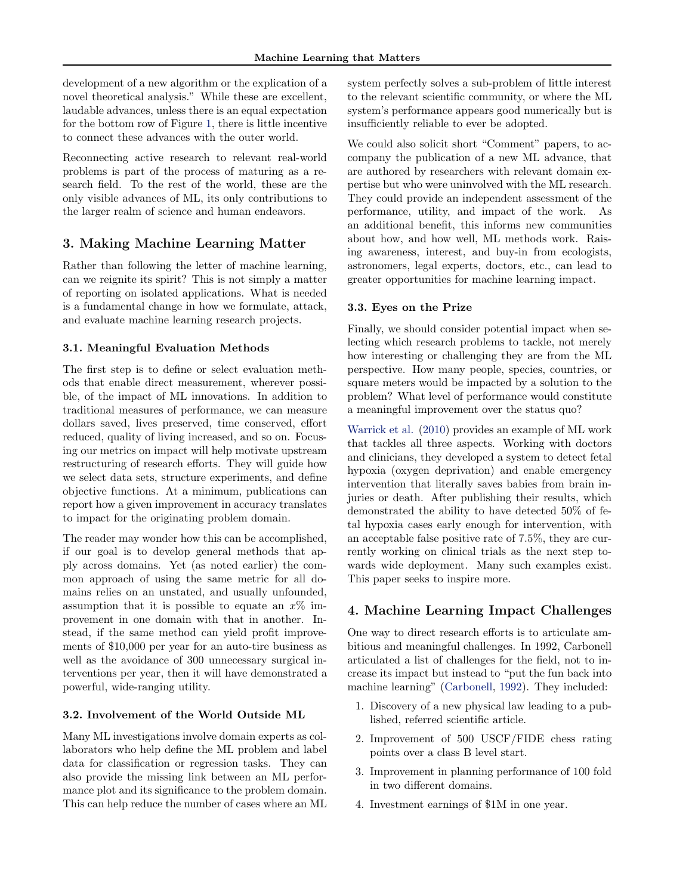development of a new algorithm or the explication of a novel theoretical analysis." While these are excellent, laudable advances, unless there is an equal expectation for the bottom row of Figure 1, there is little incentive to connect these advances with the outer world.

Reconnecting active research to relevant real-world problems is part of the process of maturing as a research field. To the rest of the world, these are the only visible advances of ML, its only contributions to the larger realm of science and human endeavors.

## 3. Making Machine Learning Matter

Rather than following the letter of machine learning, can we reignite its spirit? This is not simply a matter of reporting on isolated applications. What is needed is a fundamental change in how we formulate, attack, and evaluate machine learning research projects.

### 3.1. Meaningful Evaluation Methods

The first step is to define or select evaluation methods that enable direct measurement, wherever possible, of the impact of ML innovations. In addition to traditional measures of performance, we can measure dollars saved, lives preserved, time conserved, effort reduced, quality of living increased, and so on. Focusing our metrics on impact will help motivate upstream restructuring of research efforts. They will guide how we select data sets, structure experiments, and define objective functions. At a minimum, publications can report how a given improvement in accuracy translates to impact for the originating problem domain.

The reader may wonder how this can be accomplished, if our goal is to develop general methods that apply across domains. Yet (as noted earlier) the common approach of using the same metric for all domains relies on an unstated, and usually unfounded, assumption that it is possible to equate an $x$% improvement in one domain with that in another. Instead, if the same method can yield profit improvements of $10,000 per year for an auto-tire business as well as the avoidance of 300 unnecessary surgical interventions per year, then it will have demonstrated a powerful, wide-ranging utility.

### 3.2. Involvement of the World Outside ML

Many ML investigations involve domain experts as collaborators who help define the ML problem and label data for classification or regression tasks. They can also provide the missing link between an ML performance plot and its significance to the problem domain. This can help reduce the number of cases where an ML system perfectly solves a sub-problem of little interest to the relevant scientific community, or where the ML system's performance appears good numerically but is insufficiently reliable to ever be adopted.

We could also solicit short "Comment" papers, to accompany the publication of a new ML advance, that are authored by researchers with relevant domain expertise but who were uninvolved with the ML research. They could provide an independent assessment of the performance, utility, and impact of the work. As an additional benefit, this informs new communities about how, and how well, ML methods work. Raising awareness, interest, and buy-in from ecologists, astronomers, legal experts, doctors, etc., can lead to greater opportunities for machine learning impact.

### 3.3. Eyes on the Prize

Finally, we should consider potential impact when selecting which research problems to tackle, not merely how interesting or challenging they are from the ML perspective. How many people, species, countries, or square meters would be impacted by a solution to the problem? What level of performance would constitute a meaningful improvement over the status quo?

Warrick et al. (2010) provides an example of ML work that tackles all three aspects. Working with doctors and clinicians, they developed a system to detect fetal hypoxia (oxygen deprivation) and enable emergency intervention that literally saves babies from brain injuries or death. After publishing their results, which demonstrated the ability to have detected 50% of fetal hypoxia cases early enough for intervention, with an acceptable false positive rate of 7.5%, they are currently working on clinical trials as the next step towards wide deployment. Many such examples exist. This paper seeks to inspire more.

## 4. Machine Learning Impact Challenges

One way to direct research efforts is to articulate ambitious and meaningful challenges. In 1992, Carbonell articulated a list of challenges for the field, not to increase its impact but instead to "put the fun back into machine learning" (Carbonell, 1992). They included:

1. Discovery of a new physical law leading to a published, referred scientific article.
2. Improvement of 500 USCF/FIDE chess rating points over a class B level start.
3. Improvement in planning performance of 100 fold in two different domains.
4. Investment earnings of $1M in one year.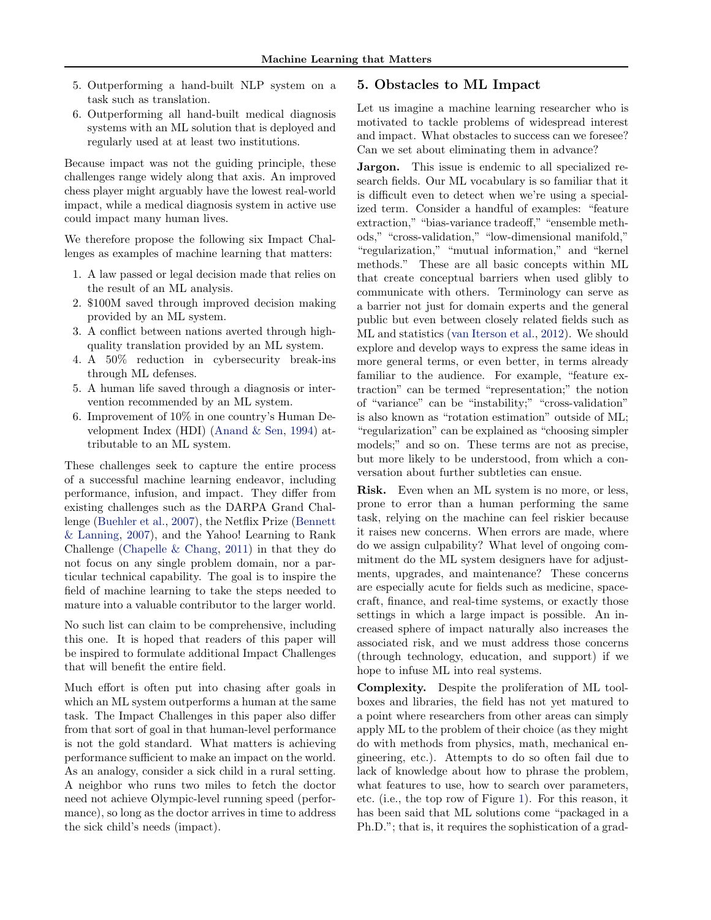5. Outperforming a hand-built NLP system on a task such as translation.
6. Outperforming all hand-built medical diagnosis systems with an ML solution that is deployed and regularly used at at least two institutions.

Because impact was not the guiding principle, these challenges range widely along that axis. An improved chess player might arguably have the lowest real-world impact, while a medical diagnosis system in active use could impact many human lives.

We therefore propose the following six Impact Challenges as examples of machine learning that matters:

1. A law passed or legal decision made that relies on the result of an ML analysis.
2. $100M saved through improved decision making provided by an ML system.
3. A conflict between nations averted through high-quality translation provided by an ML system.
4. A 50% reduction in cybersecurity break-ins through ML defenses.
5. A human life saved through a diagnosis or intervention recommended by an ML system.
6. Improvement of 10% in one country's Human Development Index (HDI) (Anand & Sen, 1994) attributable to an ML system.

These challenges seek to capture the entire process of a successful machine learning endeavor, including performance, infusion, and impact. They differ from existing challenges such as the DARPA Grand Challenge (Buehler et al., 2007), the Netflix Prize (Bennett & Lanning, 2007), and the Yahoo! Learning to Rank Challenge (Chapelle & Chang, 2011) in that they do not focus on any single problem domain, nor a particular technical capability. The goal is to inspire the field of machine learning to take the steps needed to mature into a valuable contributor to the larger world.

No such list can claim to be comprehensive, including this one. It is hoped that readers of this paper will be inspired to formulate additional Impact Challenges that will benefit the entire field.

Much effort is often put into chasing after goals in which an ML system outperforms a human at the same task. The Impact Challenges in this paper also differ from that sort of goal in that human-level performance is not the gold standard. What matters is achieving performance sufficient to make an impact on the world. As an analogy, consider a sick child in a rural setting. A neighbor who runs two miles to fetch the doctor need not achieve Olympic-level running speed (performance), so long as the doctor arrives in time to address the sick child's needs (impact).

## 5. Obstacles to ML Impact

Let us imagine a machine learning researcher who is motivated to tackle problems of widespread interest and impact. What obstacles to success can we foresee? Can we set about eliminating them in advance?

**Jargon.** This issue is endemic to all specialized research fields. Our ML vocabulary is so familiar that it is difficult even to detect when we're using a specialized term. Consider a handful of examples: "feature extraction," "bias-variance tradeoff," "ensemble methods," "cross-validation," "low-dimensional manifold," "regularization," "mutual information," and "kernel methods." These are all basic concepts within ML that create conceptual barriers when used glibly to communicate with others. Terminology can serve as a barrier not just for domain experts and the general public but even between closely related fields such as ML and statistics (van Iterson et al., 2012). We should explore and develop ways to express the same ideas in more general terms, or even better, in terms already familiar to the audience. For example, "feature extraction" can be termed "representation;" the notion of "variance" can be "instability;" "cross-validation" is also known as "rotation estimation" outside of ML; "regularization" can be explained as "choosing simpler models;" and so on. These terms are not as precise, but more likely to be understood, from which a conversation about further subtleties can ensue.

**Risk.** Even when an ML system is no more, or less, prone to error than a human performing the same task, relying on the machine can feel riskier because it raises new concerns. When errors are made, where do we assign culpability? What level of ongoing commitment do the ML system designers have for adjustments, upgrades, and maintenance? These concerns are especially acute for fields such as medicine, spacecraft, finance, and real-time systems, or exactly those settings in which a large impact is possible. An increased sphere of impact naturally also increases the associated risk, and we must address those concerns (through technology, education, and support) if we hope to infuse ML into real systems.

**Complexity.** Despite the proliferation of ML toolboxes and libraries, the field has not yet matured to a point where researchers from other areas can simply apply ML to the problem of their choice (as they might do with methods from physics, math, mechanical engineering, etc.). Attempts to do so often fail due to lack of knowledge about how to phrase the problem, what features to use, how to search over parameters, etc. (i.e., the top row of Figure 1). For this reason, it has been said that ML solutions come "packaged in a Ph.D."; that is, it requires the sophistication of a grad-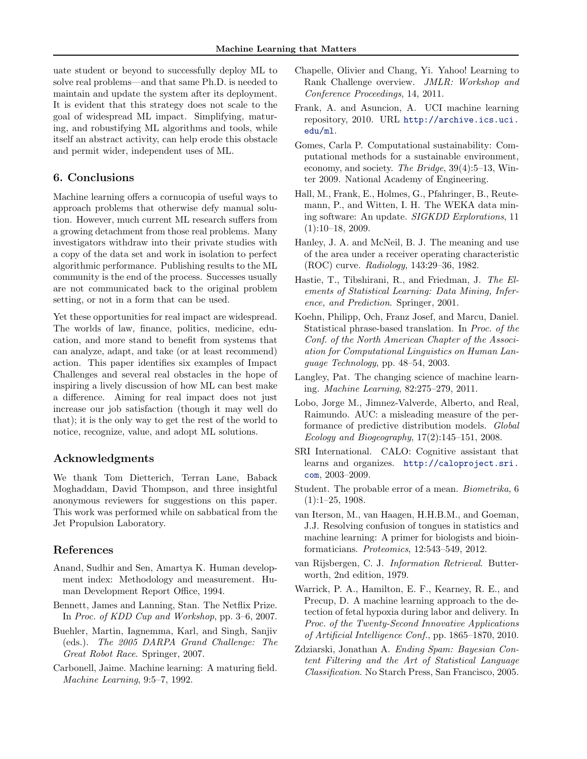uate student or beyond to successfully deploy ML to solve real problems—and that same Ph.D. is needed to maintain and update the system after its deployment. It is evident that this strategy does not scale to the goal of widespread ML impact. Simplifying, maturing, and robustifying ML algorithms and tools, while itself an abstract activity, can help erode this obstacle and permit wider, independent uses of ML.

## 6. Conclusions

Machine learning offers a cornucopia of useful ways to approach problems that otherwise defy manual solution. However, much current ML research suffers from a growing detachment from those real problems. Many investigators withdraw into their private studies with a copy of the data set and work in isolation to perfect algorithmic performance. Publishing results to the ML community is the end of the process. Successes usually are not communicated back to the original problem setting, or not in a form that can be used.

Yet these opportunities for real impact are widespread. The worlds of law, finance, politics, medicine, education, and more stand to benefit from systems that can analyze, adapt, and take (or at least recommend) action. This paper identifies six examples of Impact Challenges and several real obstacles in the hope of inspiring a lively discussion of how ML can best make a difference. Aiming for real impact does not just increase our job satisfaction (though it may well do that); it is the only way to get the rest of the world to notice, recognize, value, and adopt ML solutions.

## Acknowledgments

We thank Tom Dietterich, Terran Lane, Baback Moghaddam, David Thompson, and three insightful anonymous reviewers for suggestions on this paper. This work was performed while on sabbatical from the Jet Propulsion Laboratory.

## References

Anand, Sudhir and Sen, Amartya K. Human development index: Methodology and measurement. Human Development Report Office, 1994.

Bennett, James and Lanning, Stan. The Netflix Prize. In *Proc. of KDD Cup and Workshop*, pp. 3–6, 2007.

Buehler, Martin, Iagnemma, Karl, and Singh, Sanjiv (eds.). *The 2005 DARPA Grand Challenge: The Great Robot Race*. Springer, 2007.

Carbonell, Jaime. Machine learning: A maturing field. *Machine Learning*, 9:5–7, 1992.

Chapelle, Olivier and Chang, Yi. Yahoo! Learning to Rank Challenge overview. *JMLR: Workshop and Conference Proceedings*, 14, 2011.

Frank, A. and Asuncion, A. UCI machine learning repository, 2010. URL http://archive.ics.uci.edu/ml.

Gomes, Carla P. Computational sustainability: Computational methods for a sustainable environment, economy, and society. *The Bridge*, 39(4):5–13, Winter 2009. National Academy of Engineering.

Hall, M., Frank, E., Holmes, G., Pfahringer, B., Reutemann, P., and Witten, I. H. The WEKA data mining software: An update. *SIGKDD Explorations*, 11 (1):10–18, 2009.

Hanley, J. A. and McNeil, B. J. The meaning and use of the area under a receiver operating characteristic (ROC) curve. *Radiology*, 143:29–36, 1982.

Hastie, T., Tibshirani, R., and Friedman, J. *The Elements of Statistical Learning: Data Mining, Inference, and Prediction*. Springer, 2001.

Koehn, Philipp, Och, Franz Josef, and Marcu, Daniel. Statistical phrase-based translation. In *Proc. of the Conf. of the North American Chapter of the Association for Computational Linguistics on Human Language Technology*, pp. 48–54, 2003.

Langley, Pat. The changing science of machine learning. *Machine Learning*, 82:275–279, 2011.

Lobo, Jorge M., Jimnez-Valverde, Alberto, and Real, Raimundo. AUC: a misleading measure of the performance of predictive distribution models. *Global Ecology and Biogeography*, 17(2):145–151, 2008.

SRI International. CALO: Cognitive assistant that learns and organizes. http://caloproject.sri.com, 2003–2009.

Student. The probable error of a mean. *Biometrika*, 6 (1):1–25, 1908.

van Iterson, M., van Haagen, H.H.B.M., and Goeman, J.J. Resolving confusion of tongues in statistics and machine learning: A primer for biologists and bioinformaticians. *Proteomics*, 12:543–549, 2012.

van Rijsbergen, C. J. *Information Retrieval*. Butterworth, 2nd edition, 1979.

Warrick, P. A., Hamilton, E. F., Kearney, R. E., and Precup, D. A machine learning approach to the detection of fetal hypoxia during labor and delivery. In *Proc. of the Twenty-Second Innovative Applications of Artificial Intelligence Conf.*, pp. 1865–1870, 2010.

Zdziarski, Jonathan A. *Ending Spam: Bayesian Content Filtering and the Art of Statistical Language Classification*. No Starch Press, San Francisco, 2005.